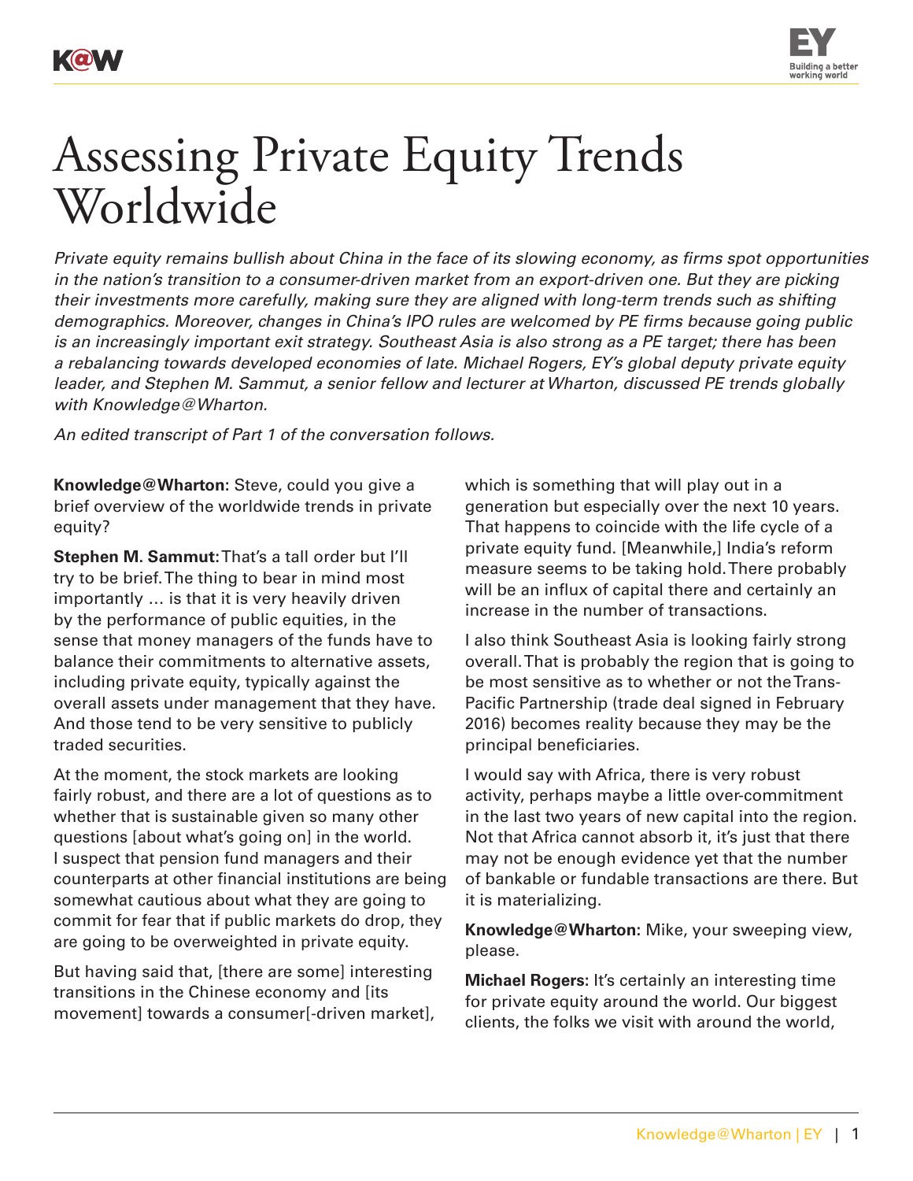# Assessing Private Equity Trends Worldwide

*Private equity remains bullish about China in the face of its slowing economy, as firms spot opportunities in the nation's transition to a consumer-driven market from an export-driven one. But they are picking their investments more carefully, making sure they are aligned with long-term trends such as shifting demographics. Moreover, changes in China's IPO rules are welcomed by PE firms because going public is an increasingly important exit strategy. Southeast Asia is also strong as a PE target; there has been a rebalancing towards developed economies of late. Michael Rogers, EY's global deputy private equity leader, and Stephen M. Sammut, a senior fellow and lecturer at Wharton, discussed PE trends globally with Knowledge@Wharton.*

*An edited transcript of Part 1 of the conversation follows.*

**Knowledge@Wharton:** Steve, could you give a brief overview of the worldwide trends in private equity?

**Stephen M. Sammut:** That's a tall order but I'll try to be brief. The thing to bear in mind most importantly … is that it is very heavily driven by the performance of public equities, in the sense that money managers of the funds have to balance their commitments to alternative assets, including private equity, typically against the overall assets under management that they have. And those tend to be very sensitive to publicly traded securities.

At the moment, the stock markets are looking fairly robust, and there are a lot of questions as to whether that is sustainable given so many other questions [about what's going on] in the world. I suspect that pension fund managers and their counterparts at other financial institutions are being somewhat cautious about what they are going to commit for fear that if public markets do drop, they are going to be overweighted in private equity.

But having said that, [there are some] interesting transitions in the Chinese economy and [its movement] towards a consumer[-driven market], which is something that will play out in a generation but especially over the next 10 years. That happens to coincide with the life cycle of a private equity fund. [Meanwhile,] India's reform measure seems to be taking hold. There probably will be an influx of capital there and certainly an increase in the number of transactions.

I also think Southeast Asia is looking fairly strong overall. That is probably the region that is going to be most sensitive as to whether or not the Trans-Pacific Partnership (trade deal signed in February 2016) becomes reality because they may be the principal beneficiaries.

I would say with Africa, there is very robust activity, perhaps maybe a little over-commitment in the last two years of new capital into the region. Not that Africa cannot absorb it, it's just that there may not be enough evidence yet that the number of bankable or fundable transactions are there. But it is materializing.

**Knowledge@Wharton:** Mike, your sweeping view, please.

**Michael Rogers:** It's certainly an interesting time for private equity around the world. Our biggest clients, the folks we visit with around the world,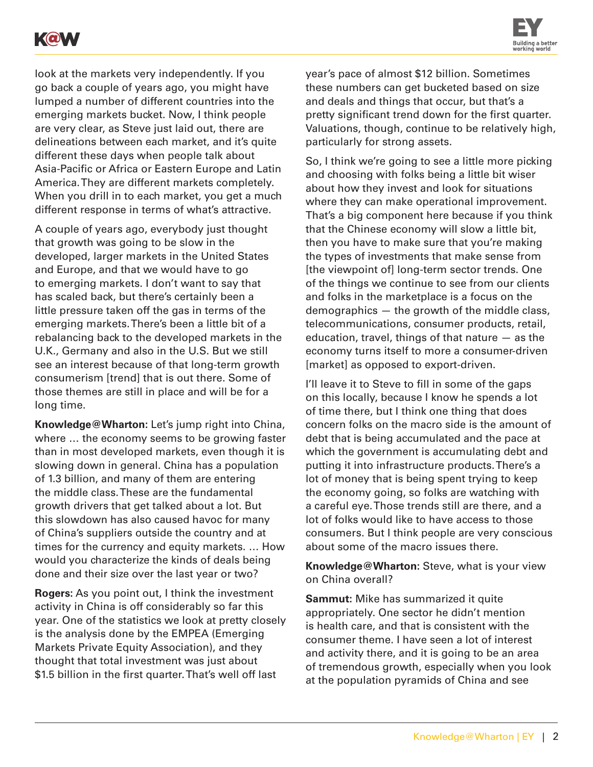look at the markets very independently. If you go back a couple of years ago, you might have lumped a number of different countries into the emerging markets bucket. Now, I think people are very clear, as Steve just laid out, there are delineations between each market, and it's quite different these days when people talk about Asia-Pacific or Africa or Eastern Europe and Latin America. They are different markets completely. When you drill in to each market, you get a much different response in terms of what's attractive.

A couple of years ago, everybody just thought that growth was going to be slow in the developed, larger markets in the United States and Europe, and that we would have to go to emerging markets. I don't want to say that has scaled back, but there's certainly been a little pressure taken off the gas in terms of the emerging markets. There's been a little bit of a rebalancing back to the developed markets in the U.K., Germany and also in the U.S. But we still see an interest because of that long-term growth consumerism [trend] that is out there. Some of those themes are still in place and will be for a long time.

**Knowledge@Wharton:** Let's jump right into China, where … the economy seems to be growing faster than in most developed markets, even though it is slowing down in general. China has a population of 1.3 billion, and many of them are entering the middle class. These are the fundamental growth drivers that get talked about a lot. But this slowdown has also caused havoc for many of China's suppliers outside the country and at times for the currency and equity markets. … How would you characterize the kinds of deals being done and their size over the last year or two?

**Rogers:** As you point out, I think the investment activity in China is off considerably so far this year. One of the statistics we look at pretty closely is the analysis done by the EMPEA (Emerging Markets Private Equity Association), and they thought that total investment was just about $1.5 billion in the first quarter. That's well off last year's pace of almost $12 billion. Sometimes these numbers can get bucketed based on size and deals and things that occur, but that's a pretty significant trend down for the first quarter. Valuations, though, continue to be relatively high, particularly for strong assets.

So, I think we're going to see a little more picking and choosing with folks being a little bit wiser about how they invest and look for situations where they can make operational improvement. That's a big component here because if you think that the Chinese economy will slow a little bit, then you have to make sure that you're making the types of investments that make sense from [the viewpoint of] long-term sector trends. One of the things we continue to see from our clients and folks in the marketplace is a focus on the demographics — the growth of the middle class, telecommunications, consumer products, retail, education, travel, things of that nature — as the economy turns itself to more a consumer-driven [market] as opposed to export-driven.

I'll leave it to Steve to fill in some of the gaps on this locally, because I know he spends a lot of time there, but I think one thing that does concern folks on the macro side is the amount of debt that is being accumulated and the pace at which the government is accumulating debt and putting it into infrastructure products. There's a lot of money that is being spent trying to keep the economy going, so folks are watching with a careful eye. Those trends still are there, and a lot of folks would like to have access to those consumers. But I think people are very conscious about some of the macro issues there.

**Knowledge@Wharton:** Steve, what is your view on China overall?

**Sammut:** Mike has summarized it quite appropriately. One sector he didn't mention is health care, and that is consistent with the consumer theme. I have seen a lot of interest and activity there, and it is going to be an area of tremendous growth, especially when you look at the population pyramids of China and see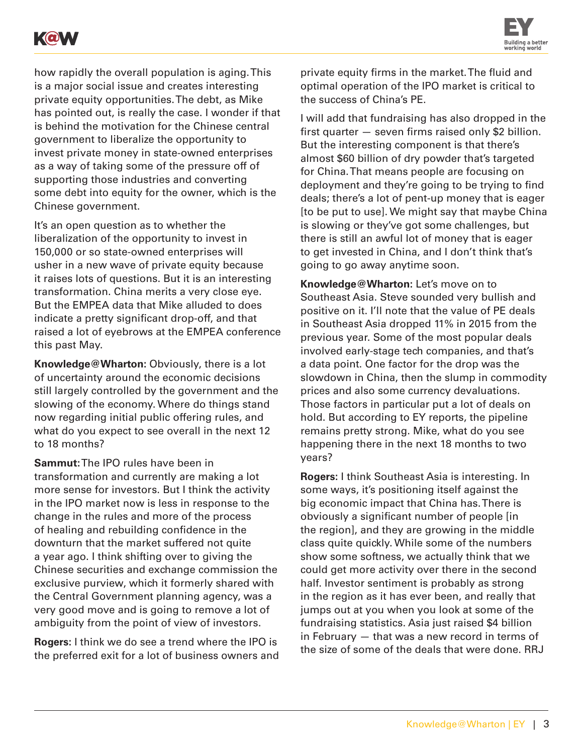how rapidly the overall population is aging. This is a major social issue and creates interesting private equity opportunities. The debt, as Mike has pointed out, is really the case. I wonder if that is behind the motivation for the Chinese central government to liberalize the opportunity to invest private money in state-owned enterprises as a way of taking some of the pressure off of supporting those industries and converting some debt into equity for the owner, which is the Chinese government.

It's an open question as to whether the liberalization of the opportunity to invest in 150,000 or so state-owned enterprises will usher in a new wave of private equity because it raises lots of questions. But it is an interesting transformation. China merits a very close eye. But the EMPEA data that Mike alluded to does indicate a pretty significant drop-off, and that raised a lot of eyebrows at the EMPEA conference this past May.

**Knowledge@Wharton:** Obviously, there is a lot of uncertainty around the economic decisions still largely controlled by the government and the slowing of the economy. Where do things stand now regarding initial public offering rules, and what do you expect to see overall in the next 12 to 18 months?

**Sammut:** The IPO rules have been in transformation and currently are making a lot more sense for investors. But I think the activity in the IPO market now is less in response to the change in the rules and more of the process of healing and rebuilding confidence in the downturn that the market suffered not quite a year ago. I think shifting over to giving the Chinese securities and exchange commission the exclusive purview, which it formerly shared with the Central Government planning agency, was a very good move and is going to remove a lot of ambiguity from the point of view of investors.

**Rogers:** I think we do see a trend where the IPO is the preferred exit for a lot of business owners and private equity firms in the market. The fluid and optimal operation of the IPO market is critical to the success of China's PE.

I will add that fundraising has also dropped in the first quarter — seven firms raised only $2 billion. But the interesting component is that there's almost $60 billion of dry powder that's targeted for China. That means people are focusing on deployment and they're going to be trying to find deals; there's a lot of pent-up money that is eager [to be put to use]. We might say that maybe China is slowing or they've got some challenges, but there is still an awful lot of money that is eager to get invested in China, and I don't think that's going to go away anytime soon.

**Knowledge@Wharton:** Let's move on to Southeast Asia. Steve sounded very bullish and positive on it. I'll note that the value of PE deals in Southeast Asia dropped 11% in 2015 from the previous year. Some of the most popular deals involved early-stage tech companies, and that's a data point. One factor for the drop was the slowdown in China, then the slump in commodity prices and also some currency devaluations. Those factors in particular put a lot of deals on hold. But according to EY reports, the pipeline remains pretty strong. Mike, what do you see happening there in the next 18 months to two years?

**Rogers:** I think Southeast Asia is interesting. In some ways, it's positioning itself against the big economic impact that China has. There is obviously a significant number of people [in the region], and they are growing in the middle class quite quickly. While some of the numbers show some softness, we actually think that we could get more activity over there in the second half. Investor sentiment is probably as strong in the region as it has ever been, and really that jumps out at you when you look at some of the fundraising statistics. Asia just raised $4 billion in February — that was a new record in terms of the size of some of the deals that were done. RRJ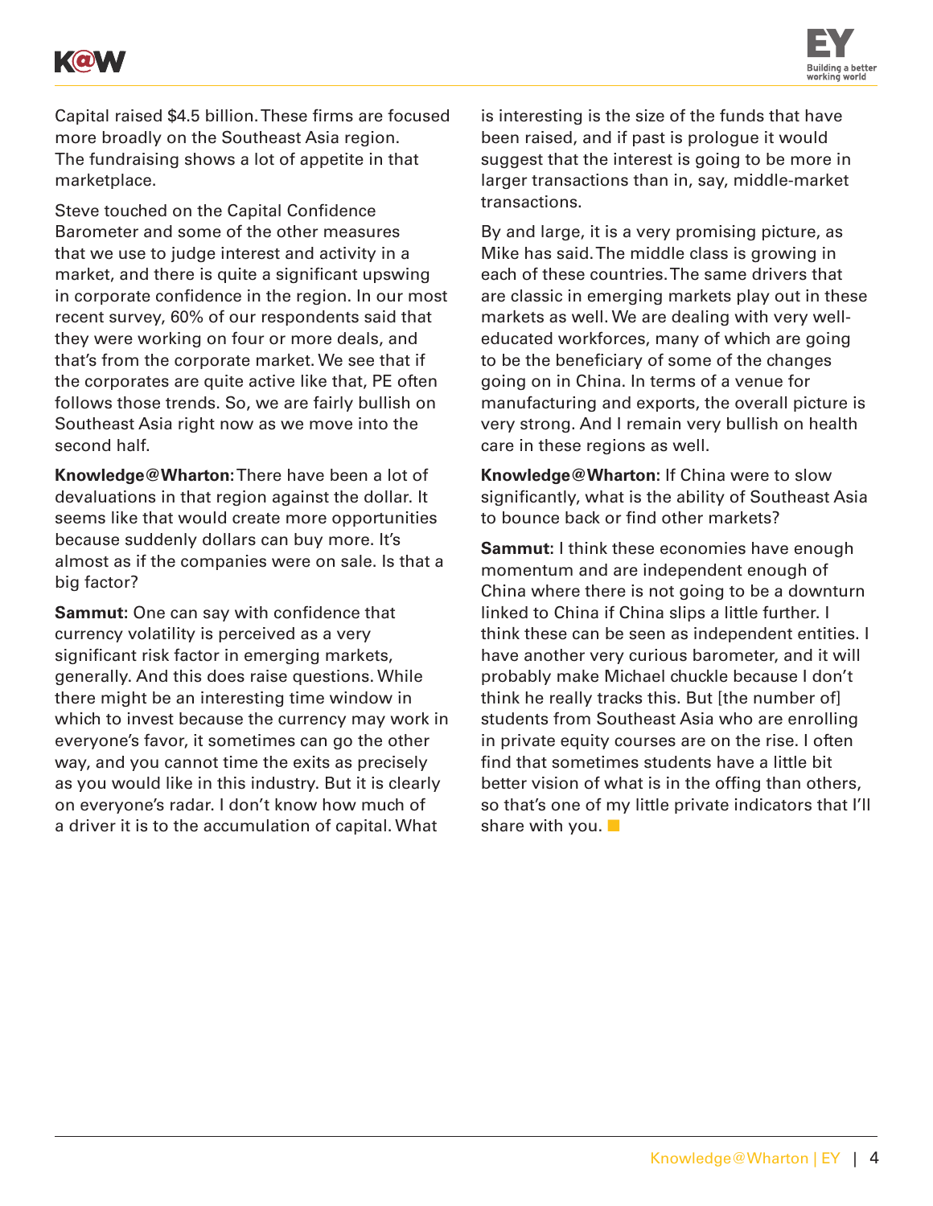Capital raised $4.5 billion. These firms are focused more broadly on the Southeast Asia region. The fundraising shows a lot of appetite in that marketplace.

Steve touched on the Capital Confidence Barometer and some of the other measures that we use to judge interest and activity in a market, and there is quite a significant upswing in corporate confidence in the region. In our most recent survey, 60% of our respondents said that they were working on four or more deals, and that's from the corporate market. We see that if the corporates are quite active like that, PE often follows those trends. So, we are fairly bullish on Southeast Asia right now as we move into the second half.

**Knowledge@Wharton:** There have been a lot of devaluations in that region against the dollar. It seems like that would create more opportunities because suddenly dollars can buy more. It's almost as if the companies were on sale. Is that a big factor?

**Sammut:** One can say with confidence that currency volatility is perceived as a very significant risk factor in emerging markets, generally. And this does raise questions. While there might be an interesting time window in which to invest because the currency may work in everyone's favor, it sometimes can go the other way, and you cannot time the exits as precisely as you would like in this industry. But it is clearly on everyone's radar. I don't know how much of a driver it is to the accumulation of capital. What is interesting is the size of the funds that have been raised, and if past is prologue it would suggest that the interest is going to be more in larger transactions than in, say, middle-market transactions.

By and large, it is a very promising picture, as Mike has said. The middle class is growing in each of these countries. The same drivers that are classic in emerging markets play out in these markets as well. We are dealing with very well-educated workforces, many of which are going to be the beneficiary of some of the changes going on in China. In terms of a venue for manufacturing and exports, the overall picture is very strong. And I remain very bullish on health care in these regions as well.

**Knowledge@Wharton:** If China were to slow significantly, what is the ability of Southeast Asia to bounce back or find other markets?

**Sammut:** I think these economies have enough momentum and are independent enough of China where there is not going to be a downturn linked to China if China slips a little further. I think these can be seen as independent entities. I have another very curious barometer, and it will probably make Michael chuckle because I don't think he really tracks this. But [the number of] students from Southeast Asia who are enrolling in private equity courses are on the rise. I often find that sometimes students have a little bit better vision of what is in the offing than others, so that's one of my little private indicators that I'll share with you.